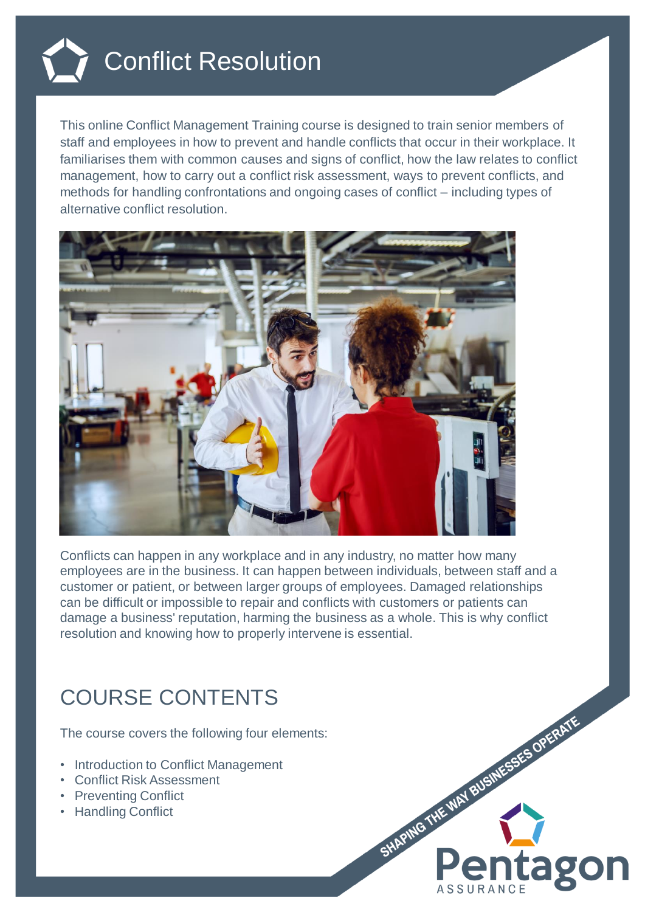# Conflict Resolution

This online Conflict Management Training course is designed to train senior members of staff and employees in how to prevent and handle conflicts that occur in their workplace. It familiarises them with common causes and signs of conflict, how the law relates to conflict management, how to carry out a conflict risk assessment, ways to prevent conflicts, and methods for handling confrontations and ongoing cases of conflict – including types of alternative conflict resolution.

Conflicts can happen in any workplace and in any industry, no matter how many employees are in the business. It can happen between individuals, between staff and a customer or patient, or between larger groups of employees. Damaged relationships can be difficult or impossible to repair and conflicts with customers or patients can damage a business' reputation, harming the business as a whole. This is why conflict resolution and knowing how to properly intervene is essential.

## COURSE CONTENTS

The course covers the following four elements:

- Introduction to Conflict Management
- Conflict Risk Assessment
- Preventing Conflict
- Handling Conflict

SHAPING THE WAY BUSINESSES OPERATE

Pentagon ASSURANCE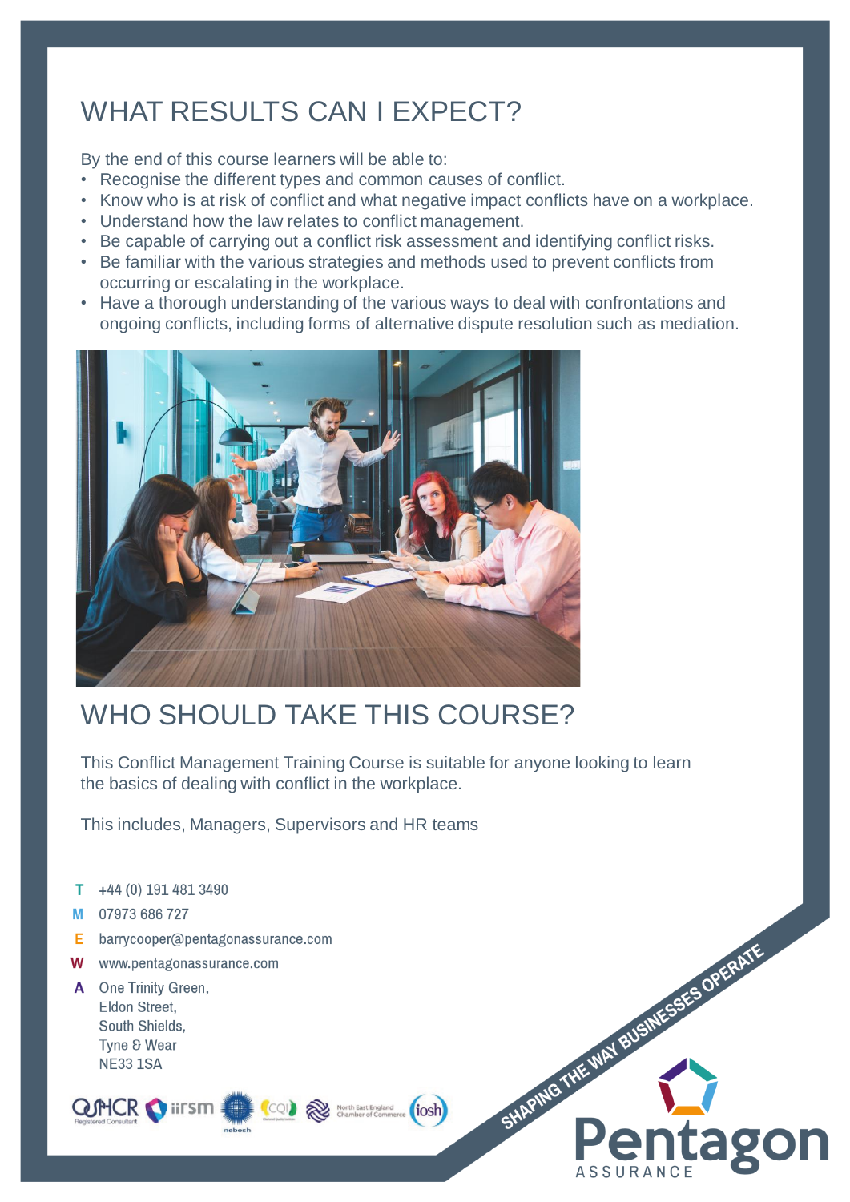# WHAT RESULTS CAN I EXPECT?

By the end of this course learners will be able to:

- Recognise the different types and common causes of conflict.
- Know who is at risk of conflict and what negative impact conflicts have on a workplace.
- Understand how the law relates to conflict management.
- Be capable of carrying out a conflict risk assessment and identifying conflict risks.
- Be familiar with the various strategies and methods used to prevent conflicts from occurring or escalating in the workplace.
- Have a thorough understanding of the various ways to deal with confrontations and ongoing conflicts, including forms of alternative dispute resolution such as mediation.

# WHO SHOULD TAKE THIS COURSE?

This Conflict Management Training Course is suitable for anyone looking to learn the basics of dealing with conflict in the workplace.

This includes, Managers, Supervisors and HR teams

**T** +44 (0) 191 481 3490
**M** 07973 686 727
**E** barrycooper@pentagonassurance.com
**W** www.pentagonassurance.com
**A** One Trinity Green,
Eldon Street,
South Shields,
Tyne & Wear
NE33 1SA

SHAPING THE WAY BUSINESSES OPERATE

Pentagon ASSURANCE